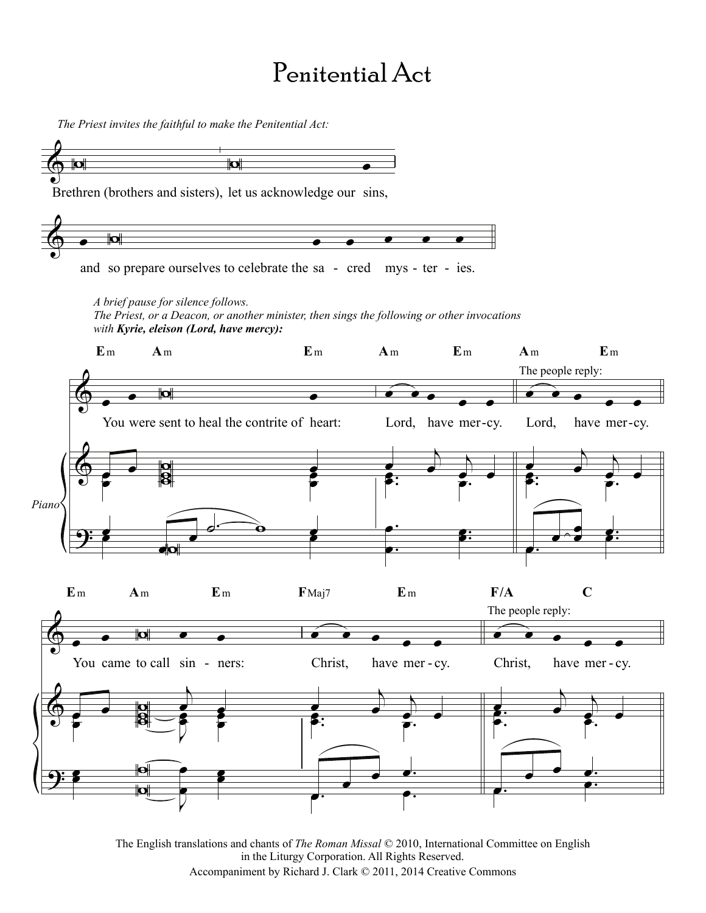# Penitential Act

*The Priest invites the faithful to make the Penitential Act:*

Brethren (brothers and sisters), let us acknowledge our sins,

and so prepare ourselves to celebrate the sa - cred mys - ter - ies.

*A brief pause for silence follows.*
*The Priest, or a Deacon, or another minister, then sings the following or other invocations with **Kyrie, eleison (Lord, have mercy):***

Em Am Em Am Em Am Em

You were sent to heal the contrite of heart: Lord, have mer-cy. The people reply: Lord, have mer-cy.

Piano

Em Am Em FMaj7 Em F/A C

You came to call sin - ners: Christ, have mer - cy. The people reply: Christ, have mer - cy.

The English translations and chants of *The Roman Missal* © 2010, International Committee on English in the Liturgy Corporation. All Rights Reserved.
Accompaniment by Richard J. Clark © 2011, 2014 Creative Commons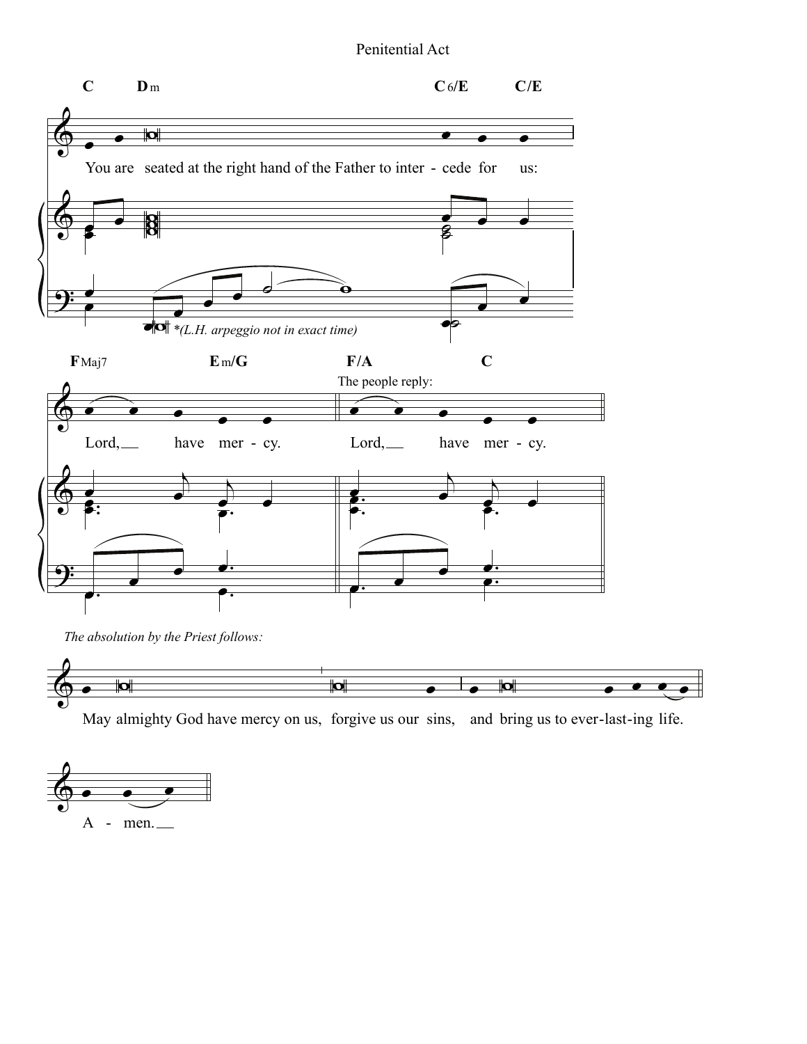# Penitential Act

C Dm C6/E C/E

You are seated at the right hand of the Father to inter - cede for us:

*(L.H. arpeggio not in exact time)

FMaj7 Em/G F/A C

Lord, have mer - cy.

The people reply:

Lord, have mer - cy.

*The absolution by the Priest follows:*

May almighty God have mercy on us, forgive us our sins, and bring us to ever-last-ing life.

A - men.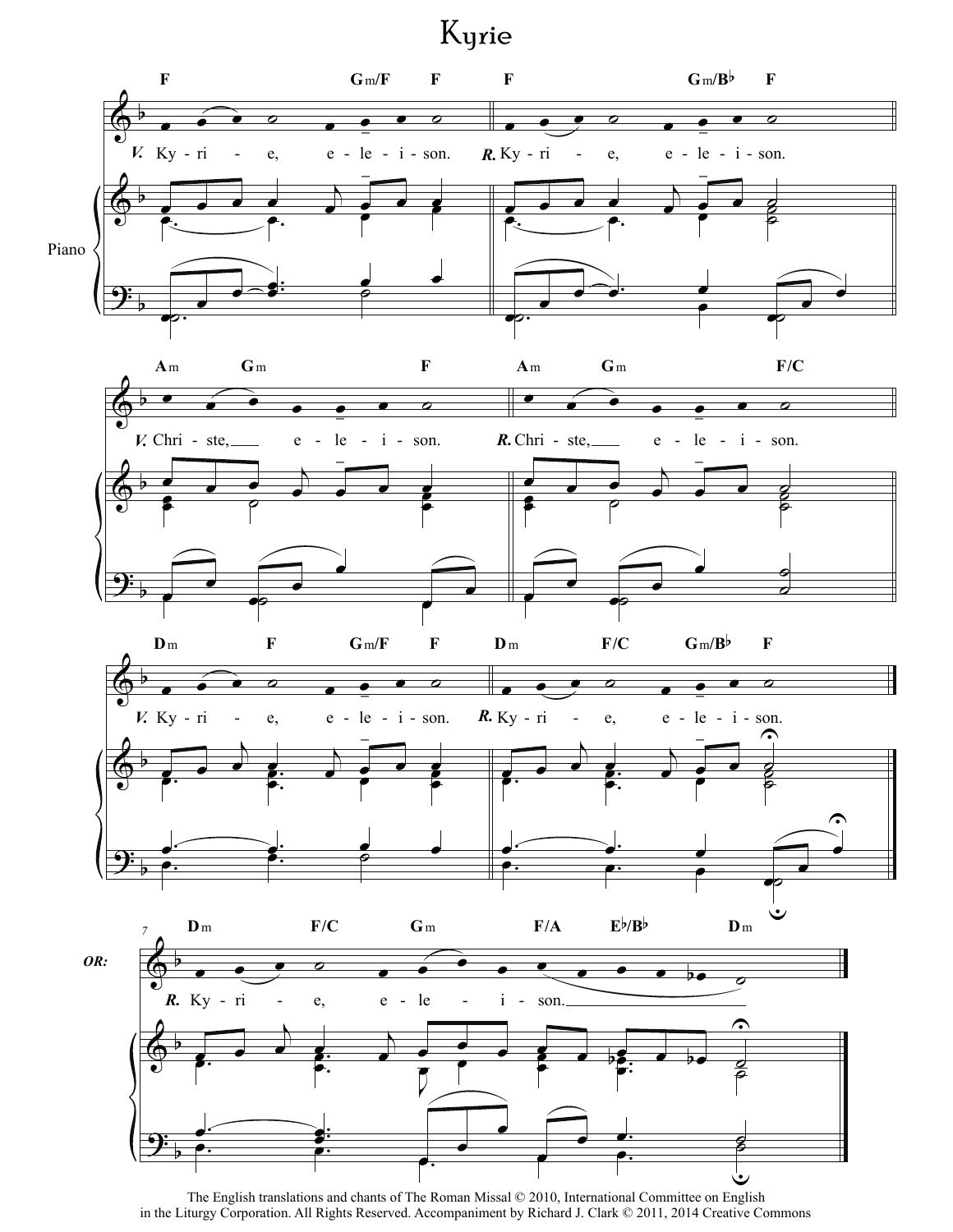# Kyrie

**F** **Gm/F** **F** **F** **Gm/B♭** **F**

*V.* Ky - ri - e, e - le - i - son. *R.* Ky - ri - e, e - le - i - son.

Piano

**Am** **Gm** **F** **Am** **Gm** **F/C**

*V.* Chri - ste, e - le - i - son. *R.* Chri - ste, e - le - i - son.

**Dm** **F** **Gm/F** **F** **Dm** **F/C** **Gm/B♭** **F**

*V.* Ky - ri - e, e - le - i - son. *R.* Ky - ri - e, e - le - i - son.

**OR:**

**Dm** **F/C** **Gm** **F/A** **E♭/B♭** **Dm**

*R.* Ky - ri - e, e - le - i - son.

The English translations and chants of The Roman Missal © 2010, International Committee on English in the Liturgy Corporation. All Rights Reserved. Accompaniment by Richard J. Clark © 2011, 2014 Creative Commons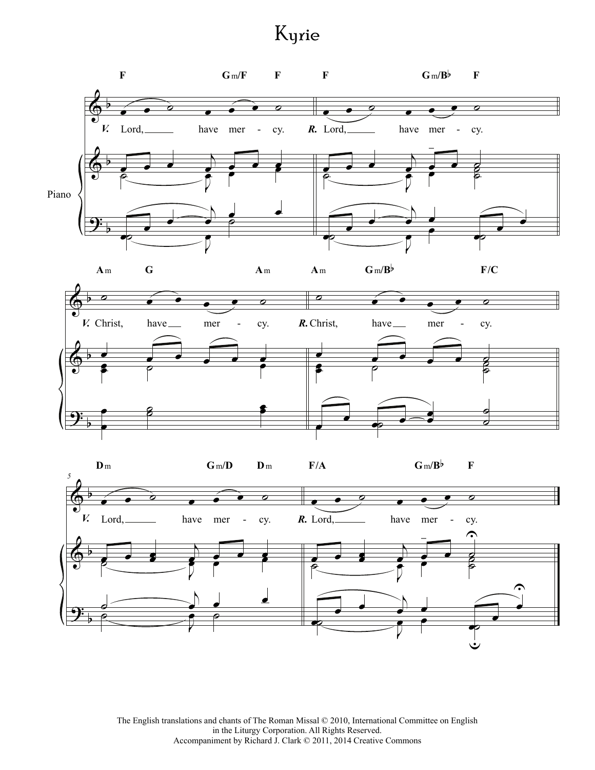# Kyrie

F Gm/F F F Gm/B♭ F

*V.* Lord, have mer - cy. *R.* Lord, have mer - cy.

Piano

Am G Am Am Gm/B♭ F/C

*V.* Christ, have mer - cy. *R.* Christ, have mer - cy.

Dm Gm/D Dm F/A Gm/B♭ F

*V.* Lord, have mer - cy. *R.* Lord, have mer - cy.

The English translations and chants of The Roman Missal © 2010, International Committee on English in the Liturgy Corporation. All Rights Reserved.
Accompaniment by Richard J. Clark © 2011, 2014 Creative Commons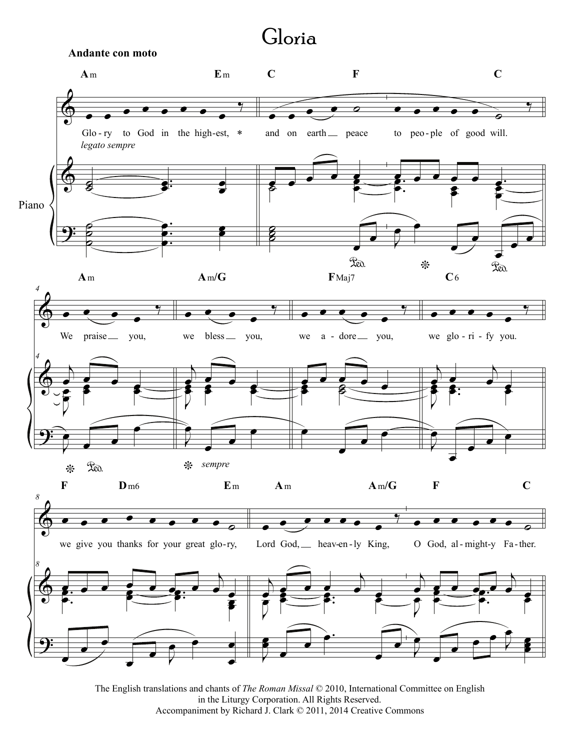# Gloria

**Andante con moto**

Glo-ry to God in the high-est, * and on earth peace to peo-ple of good will.

We praise you, we bless you, we a-dore you, we glo-ri-fy you.

we give you thanks for your great glo-ry, Lord God, heav-en-ly King, O God, al-might-y Fa-ther.

*legato sempre*

Piano

*sempre*

The English translations and chants of *The Roman Missal* © 2010, International Committee on English in the Liturgy Corporation. All Rights Reserved.
Accompaniment by Richard J. Clark © 2011, 2014 Creative Commons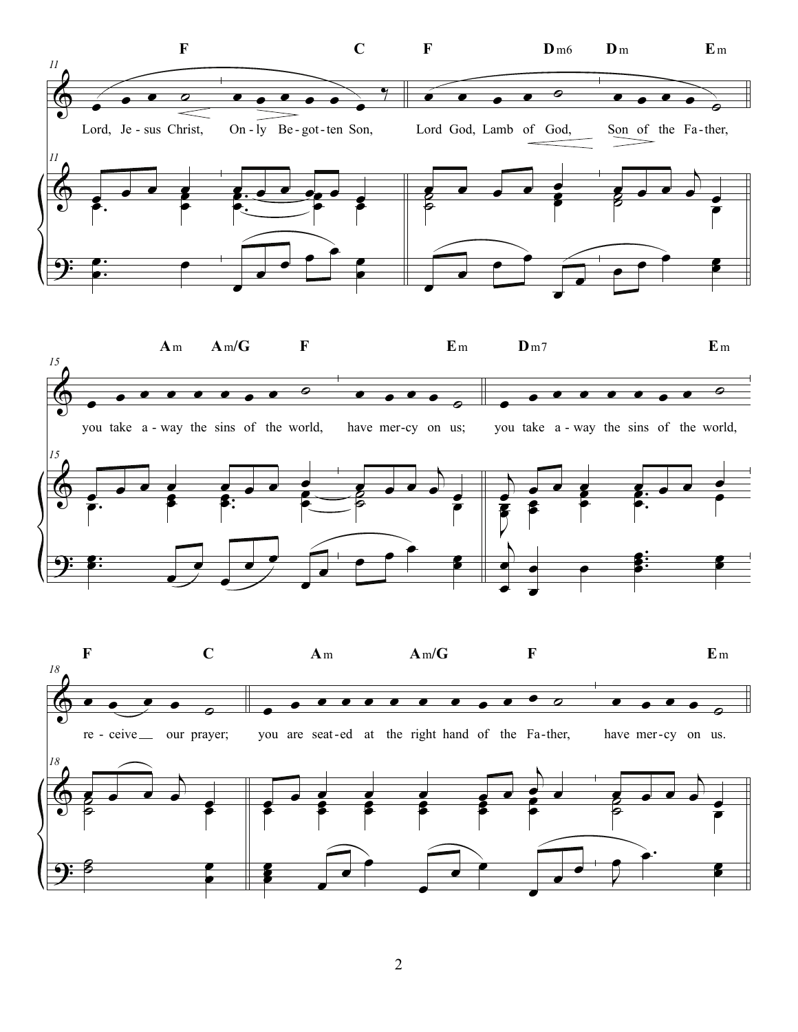Lord, Jesus Christ, Only Begotten Son,
Lord God, Lamb of God, Son of the Father,

you take away the sins of the world, have mercy on us;
you take away the sins of the world,

receive our prayer;
you are seated at the right hand of the Father, have mercy on us.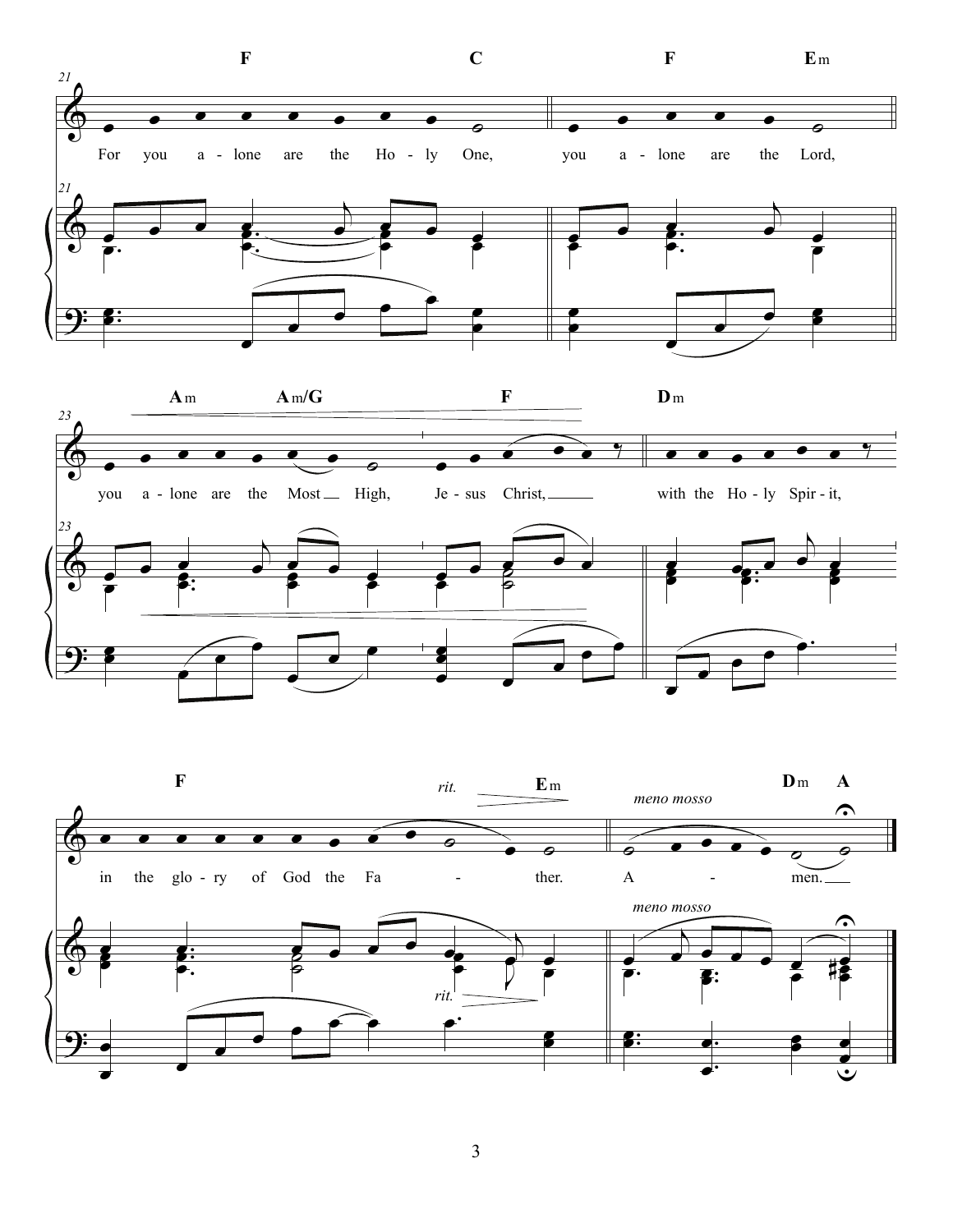F C F Em

For you a - lone are the Ho - ly One, you a - lone are the Lord,

Am Am/G F Dm

you a - lone are the Most High, Je - sus Christ, with the Ho - ly Spir - it,

F *rit.* Em *meno mosso* Dm A

in the glo - ry of God the Fa - ther. A - men.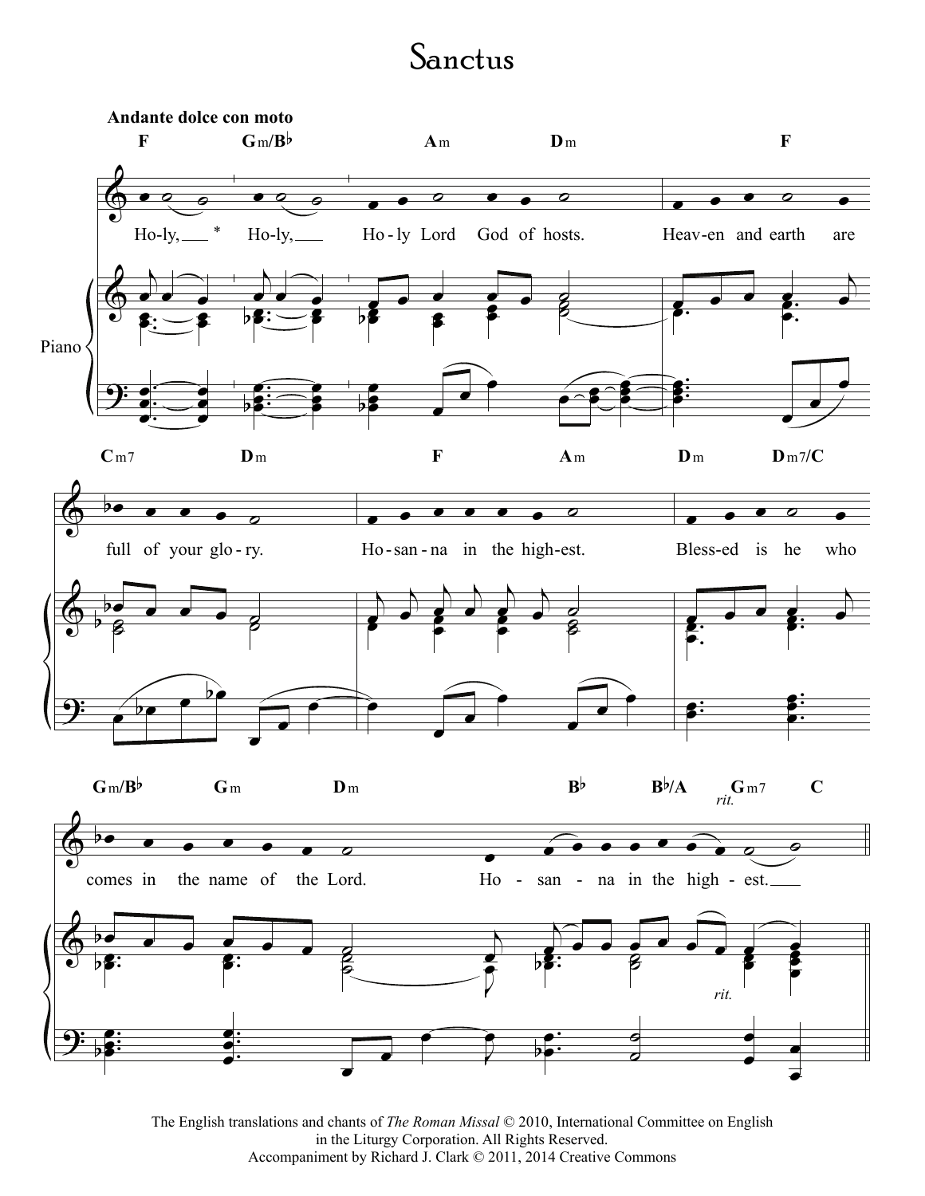# Sanctus

**Andante dolce con moto**

The English translations and chants of *The Roman Missal* © 2010, International Committee on English in the Liturgy Corporation. All Rights Reserved.
Accompaniment by Richard J. Clark © 2011, 2014 Creative Commons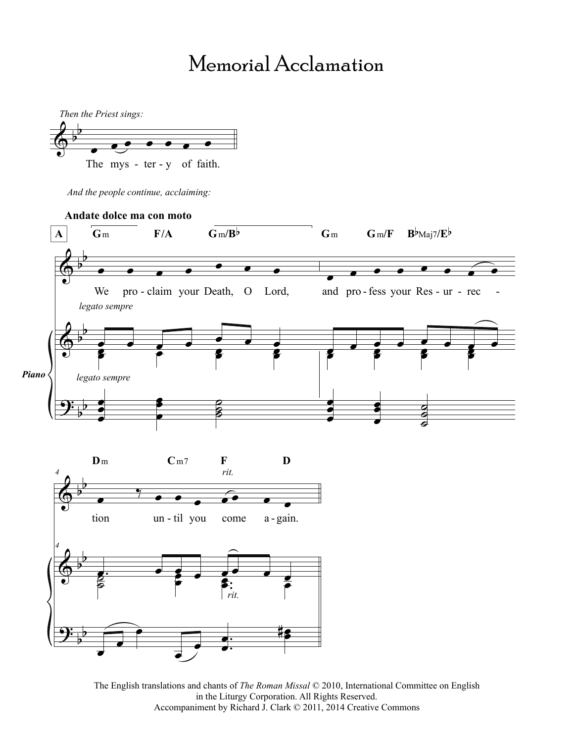# Memorial Acclamation

*Then the Priest sings:*

The mys - ter - y of faith.

*And the people continue, acclaiming:*

**Andate dolce ma con moto**

**A** Gm F/A Gm/B♭ Gm Gm/F B♭Maj7/E♭

We pro - claim your Death, O Lord, and pro - fess your Res - ur - rec -

*legato sempre*

Piano

*legato sempre*

Dm Cm7 F D

*rit.*

tion un - til you come a - gain.

*rit.*

The English translations and chants of *The Roman Missal* © 2010, International Committee on English in the Liturgy Corporation. All Rights Reserved.
Accompaniment by Richard J. Clark © 2011, 2014 Creative Commons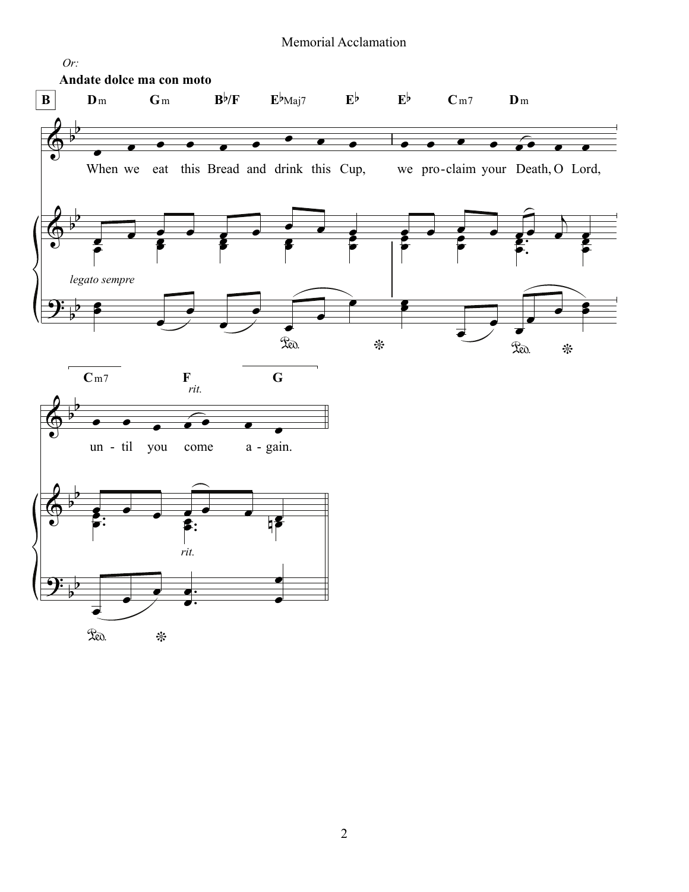*Or:*

**Andate dolce ma con moto**

**B**

Dm Gm B♭/F E♭Maj7 E♭ E♭ Cm7 Dm

When we eat this Bread and drink this Cup, we pro-claim your Death, O Lord,

*legato sempre*

Cm7 F G

*rit.*

un - til you come a - gain.

*rit.*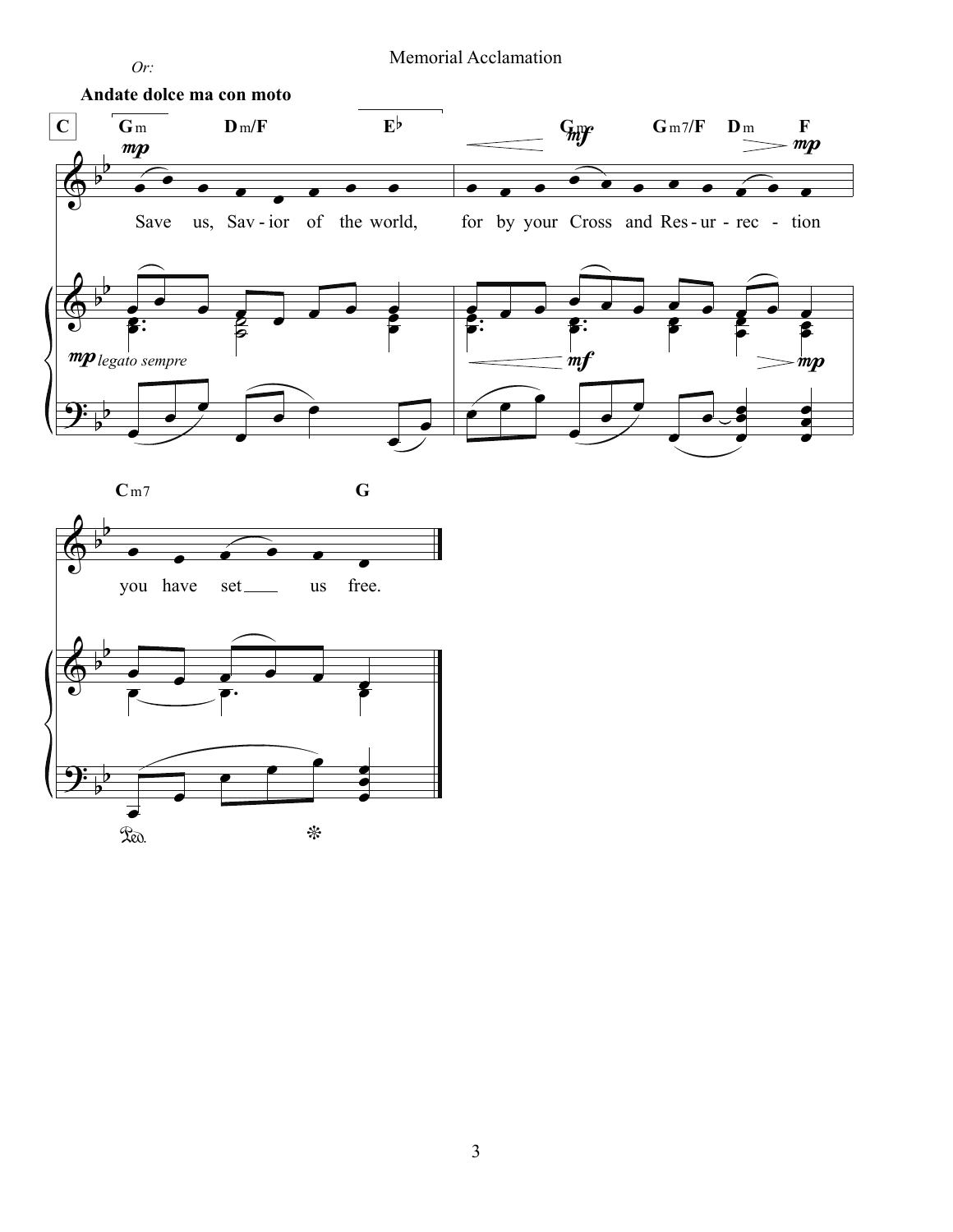Memorial Acclamation

*Or:*

**Andate dolce ma con moto**

**C**

Gm Dm/F E♭ Gm Gm7/F Dm F

*mp* *mf* *mp*

Save us, Sav-ior of the world, for by your Cross and Res-ur-rec-tion

*mp legato sempre* *mf* *mp*

Cm7 G

you have set ___ us free.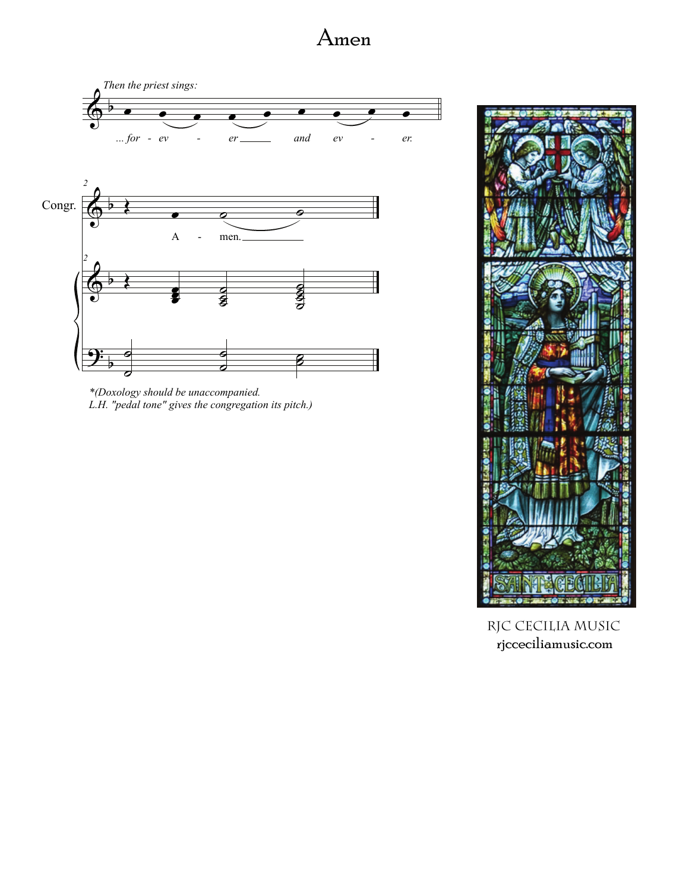# Amen

*Then the priest sings:*

*... for - ev - er and ev - er.*

Congr.

A - men.

*\*(Doxology should be unaccompanied.*
*L.H. "pedal tone" gives the congregation its pitch.)*

SAINT CECILIA

RJC CECILIA MUSIC
rjcceciliamusic.com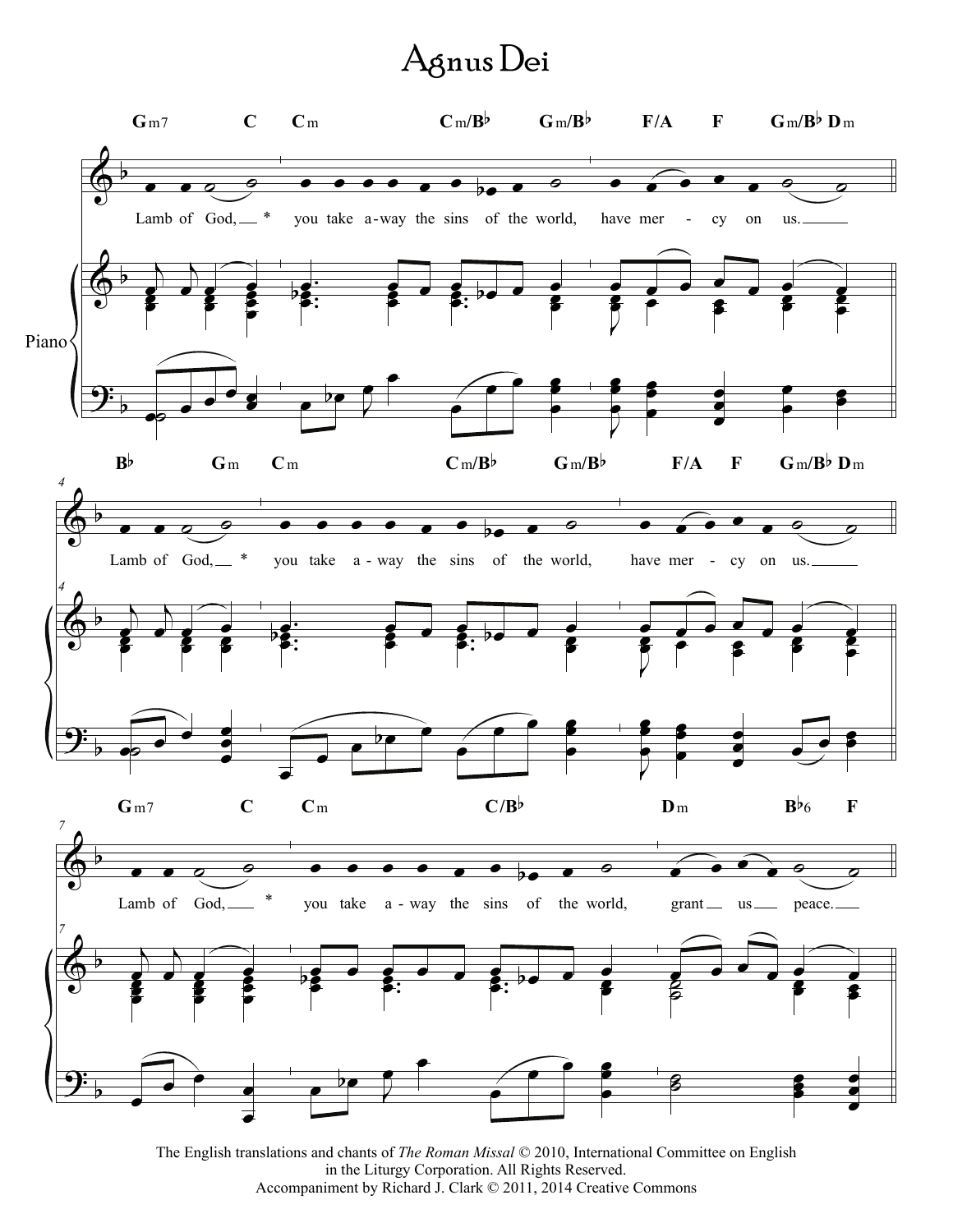# Agnus Dei

Lamb of God, * you take away the sins of the world, have mercy on us.

Lamb of God, * you take away the sins of the world, have mercy on us.

Lamb of God, * you take away the sins of the world, grant us peace.

The English translations and chants of *The Roman Missal* © 2010, International Committee on English in the Liturgy Corporation. All Rights Reserved.
Accompaniment by Richard J. Clark © 2011, 2014 Creative Commons